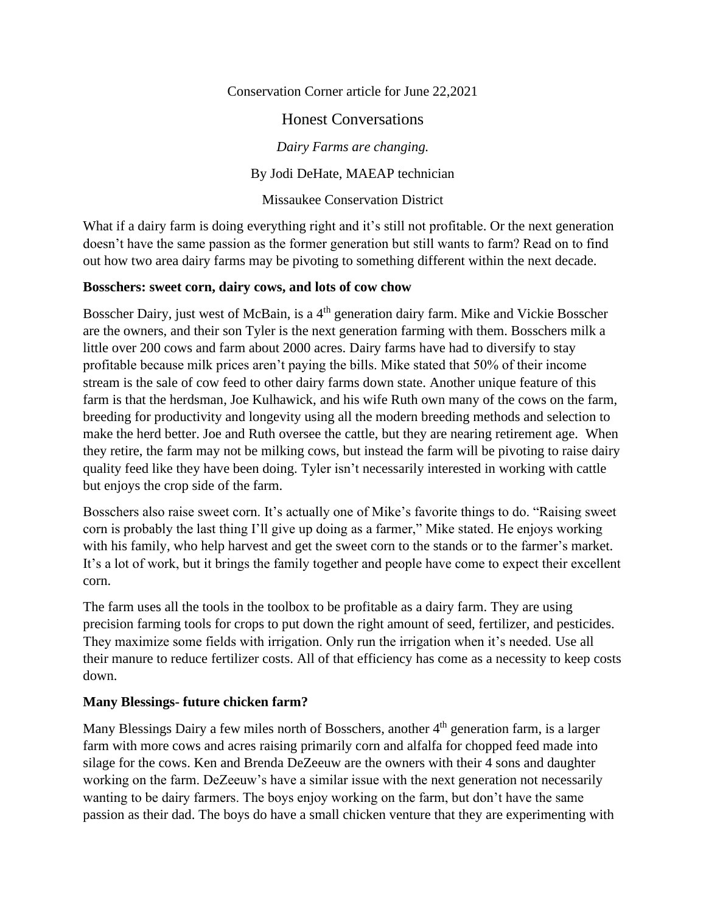Conservation Corner article for June 22,2021

# Honest Conversations

*Dairy Farms are changing.*

By Jodi DeHate, MAEAP technician

Missaukee Conservation District

What if a dairy farm is doing everything right and it's still not profitable. Or the next generation doesn't have the same passion as the former generation but still wants to farm? Read on to find out how two area dairy farms may be pivoting to something different within the next decade.

**Bosschers: sweet corn, dairy cows, and lots of cow chow**

Bosscher Dairy, just west of McBain, is a 4th generation dairy farm. Mike and Vickie Bosscher are the owners, and their son Tyler is the next generation farming with them. Bosschers milk a little over 200 cows and farm about 2000 acres. Dairy farms have had to diversify to stay profitable because milk prices aren't paying the bills. Mike stated that 50% of their income stream is the sale of cow feed to other dairy farms down state. Another unique feature of this farm is that the herdsman, Joe Kulhawick, and his wife Ruth own many of the cows on the farm, breeding for productivity and longevity using all the modern breeding methods and selection to make the herd better. Joe and Ruth oversee the cattle, but they are nearing retirement age. When they retire, the farm may not be milking cows, but instead the farm will be pivoting to raise dairy quality feed like they have been doing. Tyler isn't necessarily interested in working with cattle but enjoys the crop side of the farm.

Bosschers also raise sweet corn. It's actually one of Mike's favorite things to do. "Raising sweet corn is probably the last thing I'll give up doing as a farmer," Mike stated. He enjoys working with his family, who help harvest and get the sweet corn to the stands or to the farmer's market. It's a lot of work, but it brings the family together and people have come to expect their excellent corn.

The farm uses all the tools in the toolbox to be profitable as a dairy farm. They are using precision farming tools for crops to put down the right amount of seed, fertilizer, and pesticides. They maximize some fields with irrigation. Only run the irrigation when it's needed. Use all their manure to reduce fertilizer costs. All of that efficiency has come as a necessity to keep costs down.

**Many Blessings- future chicken farm?**

Many Blessings Dairy a few miles north of Bosschers, another 4th generation farm, is a larger farm with more cows and acres raising primarily corn and alfalfa for chopped feed made into silage for the cows. Ken and Brenda DeZeeuw are the owners with their 4 sons and daughter working on the farm. DeZeeuw's have a similar issue with the next generation not necessarily wanting to be dairy farmers. The boys enjoy working on the farm, but don't have the same passion as their dad. The boys do have a small chicken venture that they are experimenting with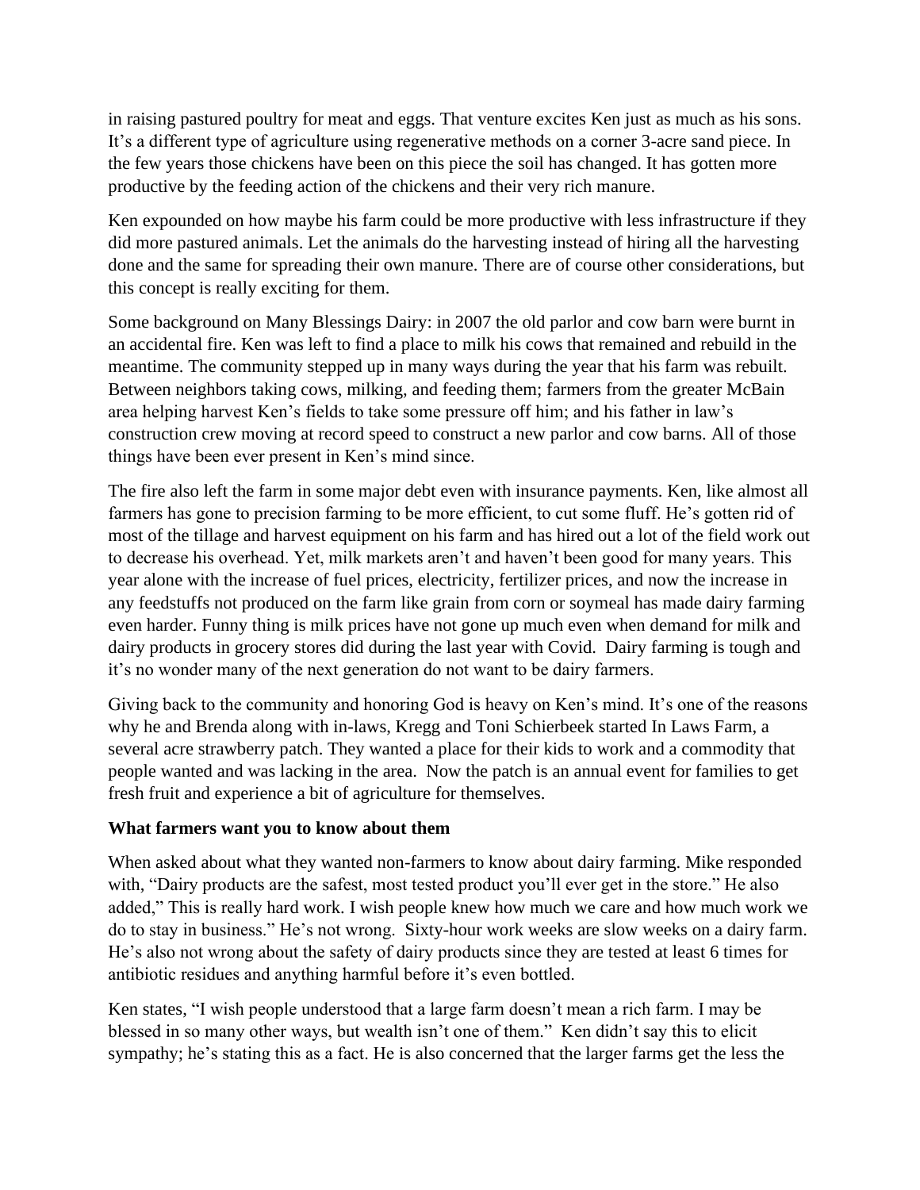in raising pastured poultry for meat and eggs. That venture excites Ken just as much as his sons. It's a different type of agriculture using regenerative methods on a corner 3-acre sand piece. In the few years those chickens have been on this piece the soil has changed. It has gotten more productive by the feeding action of the chickens and their very rich manure.

Ken expounded on how maybe his farm could be more productive with less infrastructure if they did more pastured animals. Let the animals do the harvesting instead of hiring all the harvesting done and the same for spreading their own manure. There are of course other considerations, but this concept is really exciting for them.

Some background on Many Blessings Dairy: in 2007 the old parlor and cow barn were burnt in an accidental fire. Ken was left to find a place to milk his cows that remained and rebuild in the meantime. The community stepped up in many ways during the year that his farm was rebuilt. Between neighbors taking cows, milking, and feeding them; farmers from the greater McBain area helping harvest Ken's fields to take some pressure off him; and his father in law's construction crew moving at record speed to construct a new parlor and cow barns. All of those things have been ever present in Ken's mind since.

The fire also left the farm in some major debt even with insurance payments. Ken, like almost all farmers has gone to precision farming to be more efficient, to cut some fluff. He's gotten rid of most of the tillage and harvest equipment on his farm and has hired out a lot of the field work out to decrease his overhead. Yet, milk markets aren't and haven't been good for many years. This year alone with the increase of fuel prices, electricity, fertilizer prices, and now the increase in any feedstuffs not produced on the farm like grain from corn or soymeal has made dairy farming even harder. Funny thing is milk prices have not gone up much even when demand for milk and dairy products in grocery stores did during the last year with Covid. Dairy farming is tough and it's no wonder many of the next generation do not want to be dairy farmers.

Giving back to the community and honoring God is heavy on Ken's mind. It's one of the reasons why he and Brenda along with in-laws, Kregg and Toni Schierbeek started In Laws Farm, a several acre strawberry patch. They wanted a place for their kids to work and a commodity that people wanted and was lacking in the area. Now the patch is an annual event for families to get fresh fruit and experience a bit of agriculture for themselves.

**What farmers want you to know about them**

When asked about what they wanted non-farmers to know about dairy farming. Mike responded with, "Dairy products are the safest, most tested product you'll ever get in the store." He also added," This is really hard work. I wish people knew how much we care and how much work we do to stay in business." He's not wrong. Sixty-hour work weeks are slow weeks on a dairy farm. He's also not wrong about the safety of dairy products since they are tested at least 6 times for antibiotic residues and anything harmful before it's even bottled.

Ken states, "I wish people understood that a large farm doesn't mean a rich farm. I may be blessed in so many other ways, but wealth isn't one of them." Ken didn't say this to elicit sympathy; he's stating this as a fact. He is also concerned that the larger farms get the less the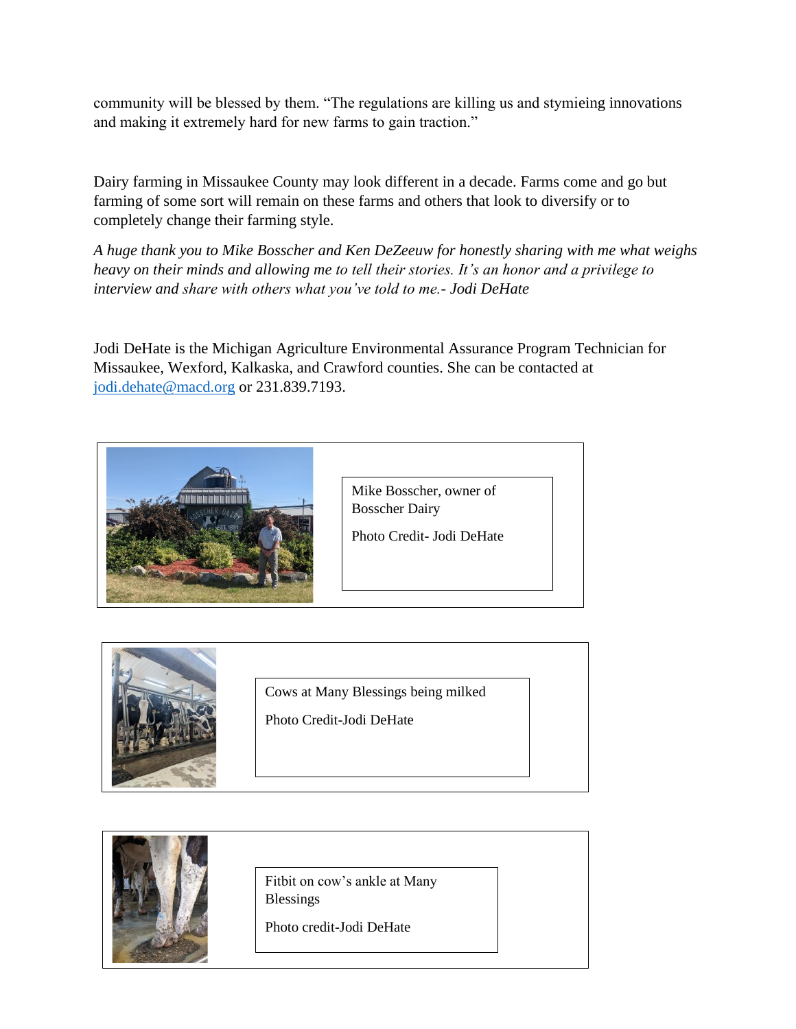community will be blessed by them. "The regulations are killing us and stymieing innovations and making it extremely hard for new farms to gain traction."

Dairy farming in Missaukee County may look different in a decade. Farms come and go but farming of some sort will remain on these farms and others that look to diversify or to completely change their farming style.

*A huge thank you to Mike Bosscher and Ken DeZeeuw for honestly sharing with me what weighs heavy on their minds and allowing me to tell their stories. It's an honor and a privilege to interview and share with others what you've told to me.- Jodi DeHate*

Jodi DeHate is the Michigan Agriculture Environmental Assurance Program Technician for Missaukee, Wexford, Kalkaska, and Crawford counties. She can be contacted at jodi.dehate@macd.org or 231.839.7193.

Mike Bosscher, owner of Bosscher Dairy

Photo Credit- Jodi DeHate

Cows at Many Blessings being milked

Photo Credit-Jodi DeHate

Fitbit on cow's ankle at Many Blessings

Photo credit-Jodi DeHate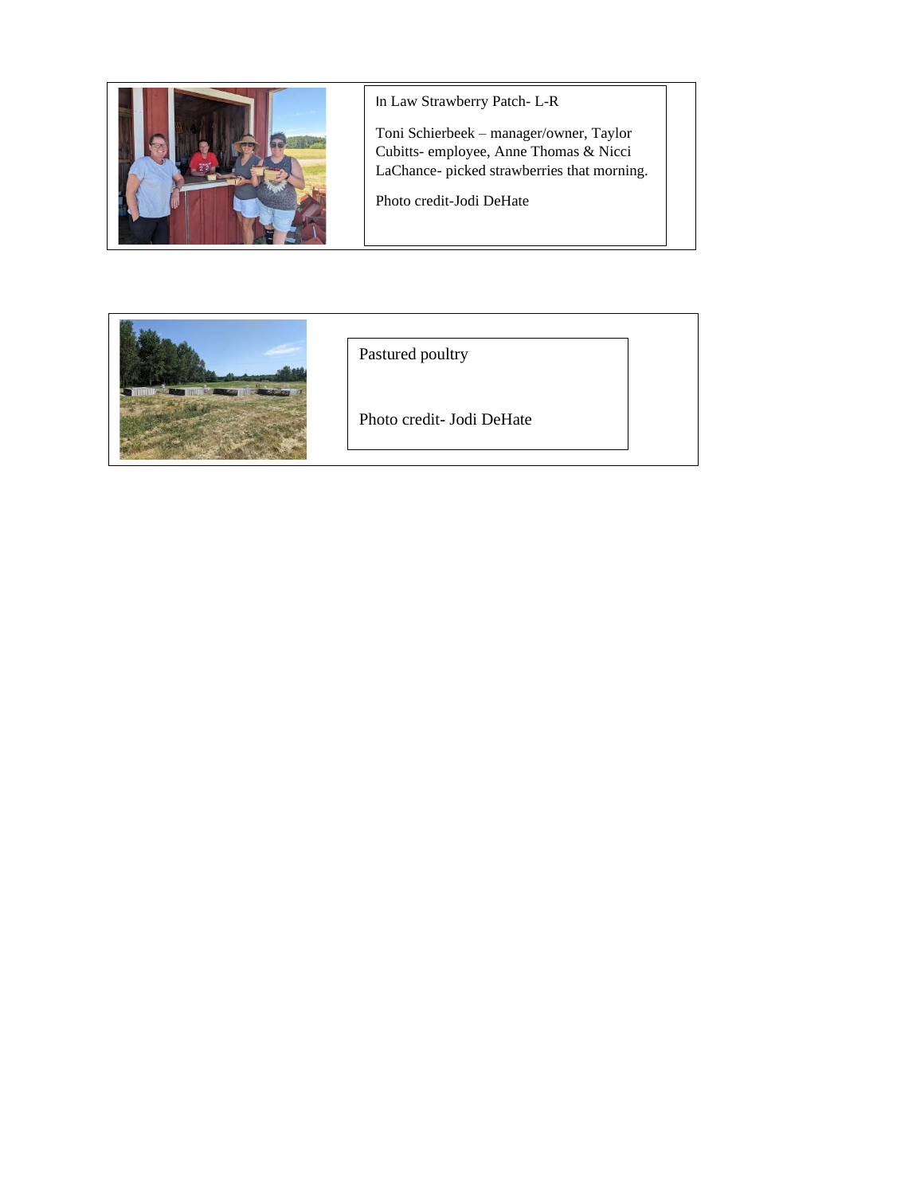In Law Strawberry Patch- L-R

Toni Schierbeek – manager/owner, Taylor Cubitts- employee, Anne Thomas & Nicci LaChance- picked strawberries that morning.

Photo credit-Jodi DeHate

Pastured poultry

Photo credit- Jodi DeHate